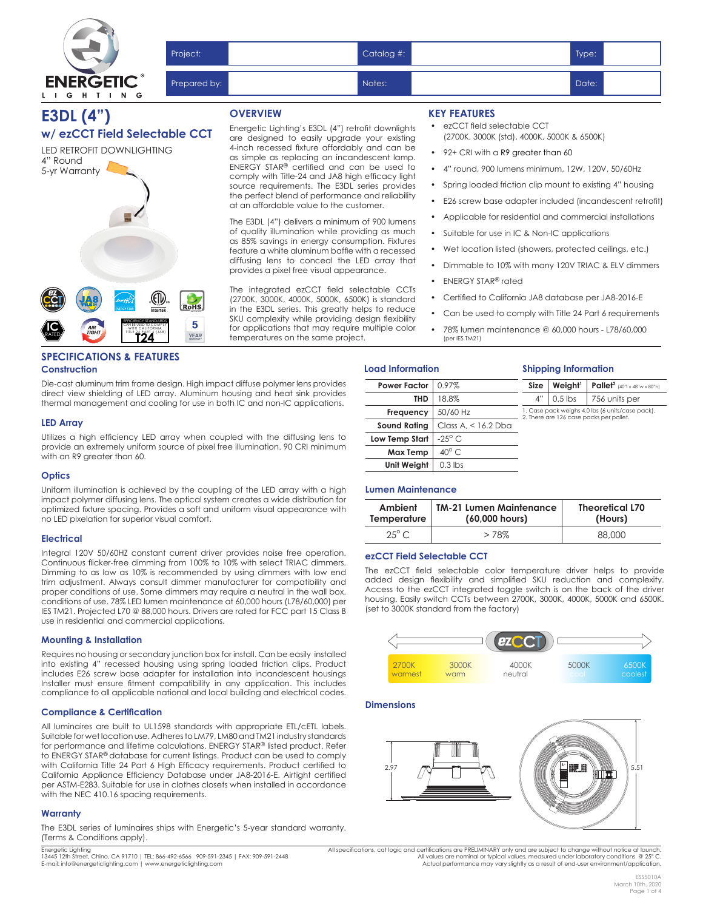ENERGETIC® LIGHTING

| Project: | | Catalog #: | | Type: | |
|---|---|---|---|---|---|
| Prepared by: | | Notes: | | Date: | |

# E3DL (4")

## w/ ezCCT Field Selectable CCT

LED RETROFIT DOWNLIGHTING
4" Round
5-yr Warranty

## OVERVIEW

Energetic Lighting's E3DL (4") retrofit downlights are designed to easily upgrade your existing 4-inch recessed fixture affordably and can be as simple as replacing an incandescent lamp. ENERGY STAR® certified and can be used to comply with Title-24 and JA8 high efficacy light source requirements. The E3DL series provides the perfect blend of performance and reliability at an affordable value to the customer.

The E3DL (4") delivers a minimum of 900 lumens of quality illumination while providing as much as 85% savings in energy consumption. Fixtures feature a white aluminum baffle with a recessed diffusing lens to conceal the LED array that provides a pixel free visual appearance.

The integrated ezCCT field selectable CCTs (2700K, 3000K, 4000K, 5000K, 6500K) is standard in the E3DL series. This greatly helps to reduce SKU complexity while providing design flexibility for applications that may require multiple color temperatures on the same project.

## KEY FEATURES

- ezCCT field selectable CCT (2700K, 3000K (std), 4000K, 5000K & 6500K)
- 92+ CRI with a R9 greater than 60
- 4" round, 900 lumens minimum, 12W, 120V, 50/60Hz
- Spring loaded friction clip mount to existing 4" housing
- E26 screw base adapter included (incandescent retrofit)
- Applicable for residential and commercial installations
- Suitable for use in IC & Non-IC applications
- Wet location listed (showers, protected ceilings, etc.)
- Dimmable to 10% with many 120V TRIAC & ELV dimmers
- ENERGY STAR® rated
- Certified to California JA8 database per JA8-2016-E
- Can be used to comply with Title 24 Part 6 requirements
- 78% lumen maintenance @ 60,000 hours - L78/60,000 (per IES TM21)

## SPECIFICATIONS & FEATURES

### Construction

Die-cast aluminum trim frame design. High impact diffuse polymer lens provides direct view shielding of LED array. Aluminum housing and heat sink provides thermal management and cooling for use in both IC and non-IC applications.

### LED Array

Utilizes a high efficiency LED array when coupled with the diffusing lens to provide an extremely uniform source of pixel free illumination. 90 CRI minimum with an R9 greater than 60.

### Optics

Uniform illumination is achieved by the coupling of the LED array with a high impact polymer diffusing lens. The optical system creates a wide distribution for optimized fixture spacing. Provides a soft and uniform visual appearance with no LED pixelation for superior visual comfort.

### Electrical

Integral 120V 50/60HZ constant current driver provides noise free operation. Continuous flicker-free dimming from 100% to 10% with select TRIAC dimmers. Dimming to as low as 10% is recommended by using dimmers with low end trim adjustment. Always consult dimmer manufacturer for compatibility and proper conditions of use. Some dimmers may require a neutral in the wall box. conditions of use. 78% LED lumen maintenance at 60,000 hours (L78/60,000) per IES TM21. Projected L70 @ 88,000 hours. Drivers are rated for FCC part 15 Class B use in residential and commercial applications.

### Mounting & Installation

Requires no housing or secondary junction box for install. Can be easily installed into existing 4" recessed housing using spring loaded friction clips. Product includes E26 screw base adapter for installation into incandescent housings Installer must ensure fitment compatibility in any application. This includes compliance to all applicable national and local building and electrical codes.

### Compliance & Certification

All luminaires are built to UL1598 standards with appropriate ETL/cETL labels. Suitable for wet location use. Adheres to LM79, LM80 and TM21 industry standards for performance and lifetime calculations. ENERGY STAR® listed product. Refer to ENERGY STAR® database for current listings. Product can be used to comply with California Title 24 Part 6 High Efficacy requirements. Product certified to California Appliance Efficiency Database under JA8-2016-E. Airtight certified per ASTM-E283. Suitable for use in clothes closets when installed in accordance with the NEC 410.16 spacing requirements.

### Warranty

The E3DL series of luminaires ships with Energetic's 5-year standard warranty. (Terms & Conditions apply).

### Load Information

| | |
|---|---|
| **Power Factor** | 0.97% |
| **THD** | 18.8% |
| **Frequency** | 50/60 Hz |
| **Sound Rating** | Class A, < 16.2 Dba |
| **Low Temp Start** | -25° C |
| **Max Temp** | 40° C |
| **Unit Weight** | 0.3 lbs |

### Shipping Information

| Size | Weight[1] | Pallet[2] (40"l x 48"w x 80"h) |
|---|---|---|
| 4" | 0.5 lbs | 756 units per |

1. Case pack weighs 4.0 lbs (6 units/case pack).
2. There are 126 case packs per pallet.

### Lumen Maintenance

| Ambient Temperature | TM-21 Lumen Maintenance (60,000 hours) | Theoretical L70 (Hours) |
|---|---|---|
| 25° C | > 78% | 88,000 |

### ezCCT Field Selectable CCT

The ezCCT field selectable color temperature driver helps to provide added design flexibility and simplified SKU reduction and complexity. Access to the ezCCT integrated toggle switch is on the back of the driver housing. Easily switch CCTs between 2700K, 3000K, 4000K, 5000K and 6500K. (set to 3000K standard from the factory)

| 2700K | 3000K | 4000K | 5000K | 6500K |
|---|---|---|---|---|
| warmest | warm | neutral | cool | coolest |

### Dimensions

2.97 · 5.51

Energetic Lighting
13445 12th Street, Chino, CA 91710 | TEL: 866-492-6566 909-591-2345 | FAX: 909-591-2448
E-mail: info@energeticlighting.com | www.energeticlighting.com

All specifications, cat logic and certifications are PRELIMINARY only and are subject to change without notice at launch.
All values are nominal or typical values, measured under laboratory conditions @ 25° C.
Actual performance may vary slightly as a result of end-user environment/application.

ESS5010A
March 10th, 2020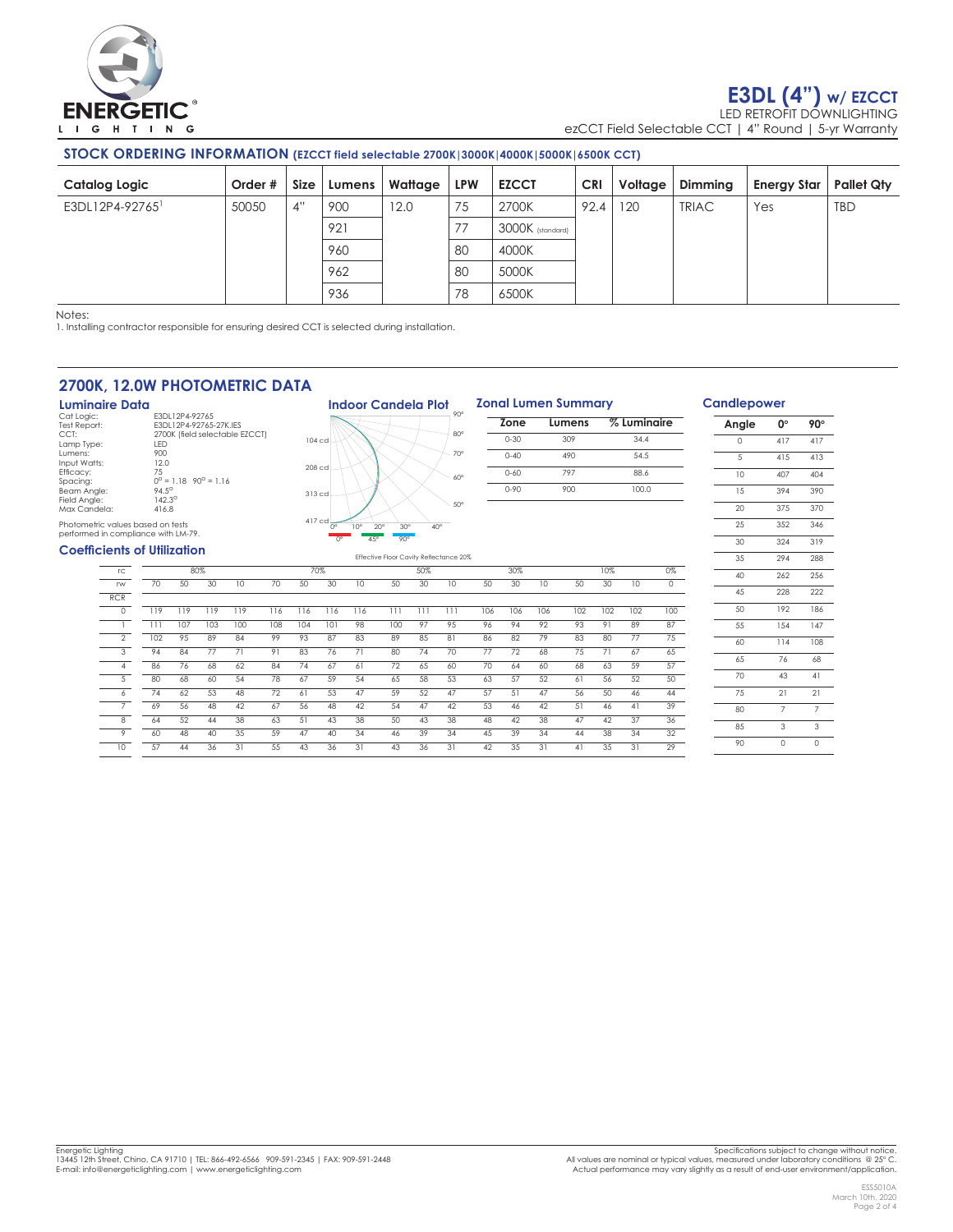# E3DL (4") w/ EZCCT

LED RETROFIT DOWNLIGHTING

ezCCT Field Selectable CCT | 4" Round | 5-yr Warranty

## STOCK ORDERING INFORMATION (EZCCT field selectable 2700K|3000K|4000K|5000K|6500K CCT)

| Catalog Logic | Order # | Size | Lumens | Wattage | LPW | EZCCT | CRI | Voltage | Dimming | Energy Star | Pallet Qty |
|---|---|---|---|---|---|---|---|---|---|---|---|
| E3DL12P4-92765[1] | 50050 | 4" | 900 | 12.0 | 75 | 2700K | 92.4 | 120 | TRIAC | Yes | TBD |
| | | | 921 | | 77 | 3000K (standard) | | | | | |
| | | | 960 | | 80 | 4000K | | | | | |
| | | | 962 | | 80 | 5000K | | | | | |
| | | | 936 | | 78 | 6500K | | | | | |

Notes:
1. Installing contractor responsible for ensuring desired CCT is selected during installation.

## 2700K, 12.0W PHOTOMETRIC DATA

### Luminaire Data

| | |
|---|---|
| Cat Logic: | E3DL12P4-92765 |
| Test Report: | E3DL12P4-92765-27K.IES |
| CCT: | 2700K (field selectable EZCCT) |
| Lamp Type: | LED |
| Lumens: | 900 |
| Input Watts: | 12.0 |
| Efficacy: | 75 |
| Spacing: | 0° = 1.18 90° = 1.16 |
| Beam Angle: | 94.5° |
| Field Angle: | 142.3° |
| Max Candela: | 416.8 |

Photometric values based on tests performed in compliance with LM-79.

### Indoor Candela Plot

104 cd, 208 cd, 313 cd, 417 cd; 0°, 10°, 20°, 30°, 40°, 50°, 60°, 70°, 80°, 90°; Legend: 0°, 45°, 90°

### Zonal Lumen Summary

| Zone | Lumens | % Luminaire |
|---|---|---|
| 0-30 | 309 | 34.4 |
| 0-40 | 490 | 54.5 |
| 0-60 | 797 | 88.6 |
| 0-90 | 900 | 100.0 |

### Candlepower

| Angle | 0° | 90° |
|---|---|---|
| 0 | 417 | 417 |
| 5 | 415 | 413 |
| 10 | 407 | 404 |
| 15 | 394 | 390 |
| 20 | 375 | 370 |
| 25 | 352 | 346 |
| 30 | 324 | 319 |
| 35 | 294 | 288 |
| 40 | 262 | 256 |
| 45 | 228 | 222 |
| 50 | 192 | 186 |
| 55 | 154 | 147 |
| 60 | 114 | 108 |
| 65 | 76 | 68 |
| 70 | 43 | 41 |
| 75 | 21 | 21 |
| 80 | 7 | 7 |
| 85 | 3 | 3 |
| 90 | 0 | 0 |

### Coefficients of Utilization

Effective Floor Cavity Reflectance 20%

| rc | 80% | | | | 70% | | | | 50% | | | 30% | | | 10% | | | 0% |
|---|---|---|---|---|---|---|---|---|---|---|---|---|---|---|---|---|---|---|
| rw | 70 | 50 | 30 | 10 | 70 | 50 | 30 | 10 | 50 | 30 | 10 | 50 | 30 | 10 | 50 | 30 | 10 | 0 |
| RCR | | | | | | | | | | | | | | | | | | |
| 0 | 119 | 119 | 119 | 119 | 116 | 116 | 116 | 116 | 111 | 111 | 111 | 106 | 106 | 106 | 102 | 102 | 102 | 100 |
| 1 | 111 | 107 | 103 | 100 | 108 | 104 | 101 | 98 | 100 | 97 | 95 | 96 | 94 | 92 | 93 | 91 | 89 | 87 |
| 2 | 102 | 95 | 89 | 84 | 99 | 93 | 87 | 83 | 89 | 85 | 81 | 86 | 82 | 79 | 83 | 80 | 77 | 75 |
| 3 | 94 | 84 | 77 | 71 | 91 | 83 | 76 | 71 | 80 | 74 | 70 | 77 | 72 | 68 | 75 | 71 | 67 | 65 |
| 4 | 86 | 76 | 68 | 62 | 84 | 74 | 67 | 61 | 72 | 65 | 60 | 70 | 64 | 60 | 68 | 63 | 59 | 57 |
| 5 | 80 | 68 | 60 | 54 | 78 | 67 | 59 | 54 | 65 | 58 | 53 | 63 | 57 | 52 | 61 | 56 | 52 | 50 |
| 6 | 74 | 62 | 53 | 48 | 72 | 61 | 53 | 47 | 59 | 52 | 47 | 57 | 51 | 47 | 56 | 50 | 46 | 44 |
| 7 | 69 | 56 | 48 | 42 | 67 | 56 | 48 | 42 | 54 | 47 | 42 | 53 | 46 | 42 | 51 | 46 | 41 | 39 |
| 8 | 64 | 52 | 44 | 38 | 63 | 51 | 43 | 38 | 50 | 43 | 38 | 48 | 42 | 38 | 47 | 42 | 37 | 36 |
| 9 | 60 | 48 | 40 | 35 | 59 | 47 | 40 | 34 | 46 | 39 | 34 | 45 | 39 | 34 | 44 | 38 | 34 | 32 |
| 10 | 57 | 44 | 36 | 31 | 55 | 43 | 36 | 31 | 43 | 36 | 31 | 42 | 35 | 31 | 41 | 35 | 31 | 29 |

Energetic Lighting
13445 12th Street, Chino, CA 91710 | TEL: 866-492-6566 909-591-2345 | FAX: 909-591-2448
E-mail: info@energeticlighting.com | www.energeticlighting.com

Specifications subject to change without notice.
All values are nominal or typical values, measured under laboratory conditions @ 25° C.
Actual performance may vary slightly as a result of end-user environment/application.

ESS5010A
March 10th, 2020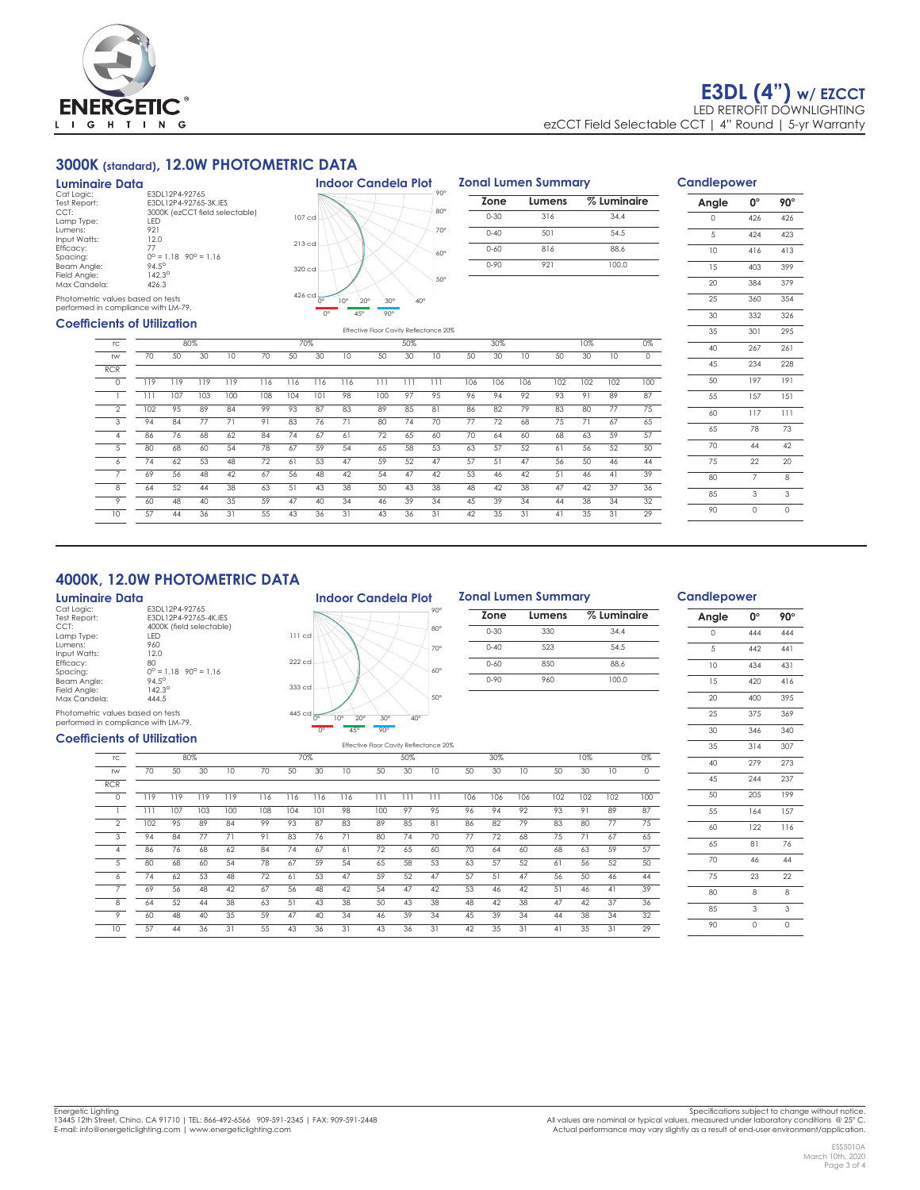# E3DL (4") w/ EZCCT

LED RETROFIT DOWNLIGHTING

ezCCT Field Selectable CCT | 4" Round | 5-yr Warranty

## 3000K (standard), 12.0W PHOTOMETRIC DATA

### Luminaire Data

| | |
|---|---|
| Cat Logic: | E3DL12P4-92765 |
| Test Report: | E3DL12P4-92765-3K.IES |
| CCT: | 3000K (ezCCT field selectable) |
| Lamp Type: | LED |
| Lumens: | 921 |
| Input Watts: | 12.0 |
| Efficacy: | 77 |
| Spacing: | 0° = 1.18 90° = 1.16 |
| Beam Angle: | 94.5° |
| Field Angle: | 142.3° |
| Max Candela: | 426.3 |

Photometric values based on tests performed in compliance with LM-79.

### Indoor Candela Plot

107 cd, 213 cd, 320 cd, 426 cd — 0°, 45°, 90°

### Zonal Lumen Summary

| Zone | Lumens | % Luminaire |
|---|---|---|
| 0-30 | 316 | 34.4 |
| 0-40 | 501 | 54.5 |
| 0-60 | 816 | 88.6 |
| 0-90 | 921 | 100.0 |

### Candlepower

| Angle | 0° | 90° |
|---|---|---|
| 0 | 426 | 426 |
| 5 | 424 | 423 |
| 10 | 416 | 413 |
| 15 | 403 | 399 |
| 20 | 384 | 379 |
| 25 | 360 | 354 |
| 30 | 332 | 326 |
| 35 | 301 | 295 |
| 40 | 267 | 261 |
| 45 | 234 | 228 |
| 50 | 197 | 191 |
| 55 | 157 | 151 |
| 60 | 117 | 111 |
| 65 | 78 | 73 |
| 70 | 44 | 42 |
| 75 | 22 | 20 |
| 80 | 7 | 8 |
| 85 | 3 | 3 |
| 90 | 0 | 0 |

### Coefficients of Utilization

Effective Floor Cavity Reflectance 20%

| rc | 80% | | | | 70% | | | | 50% | | | 30% | | | 10% | | | 0% |
|---|---|---|---|---|---|---|---|---|---|---|---|---|---|---|---|---|---|---|
| rw | 70 | 50 | 30 | 10 | 70 | 50 | 30 | 10 | 50 | 30 | 10 | 50 | 30 | 10 | 50 | 30 | 10 | 0 |
| RCR | | | | | | | | | | | | | | | | | | |
| 0 | 119 | 119 | 119 | 119 | 116 | 116 | 116 | 116 | 111 | 111 | 111 | 106 | 106 | 106 | 102 | 102 | 102 | 100 |
| 1 | 111 | 107 | 103 | 100 | 108 | 104 | 101 | 98 | 100 | 97 | 95 | 96 | 94 | 92 | 93 | 91 | 89 | 87 |
| 2 | 102 | 95 | 89 | 84 | 99 | 93 | 87 | 83 | 89 | 85 | 81 | 86 | 82 | 79 | 83 | 80 | 77 | 75 |
| 3 | 94 | 84 | 77 | 71 | 91 | 83 | 76 | 71 | 80 | 74 | 70 | 77 | 72 | 68 | 75 | 71 | 67 | 65 |
| 4 | 86 | 76 | 68 | 62 | 84 | 74 | 67 | 61 | 72 | 65 | 60 | 70 | 64 | 60 | 68 | 63 | 59 | 57 |
| 5 | 80 | 68 | 60 | 54 | 78 | 67 | 59 | 54 | 65 | 58 | 53 | 63 | 57 | 52 | 61 | 56 | 52 | 50 |
| 6 | 74 | 62 | 53 | 48 | 72 | 61 | 53 | 47 | 59 | 52 | 47 | 57 | 51 | 47 | 56 | 50 | 46 | 44 |
| 7 | 69 | 56 | 48 | 42 | 67 | 56 | 48 | 42 | 54 | 47 | 42 | 53 | 46 | 42 | 51 | 46 | 41 | 39 |
| 8 | 64 | 52 | 44 | 38 | 63 | 51 | 43 | 38 | 50 | 43 | 38 | 48 | 42 | 38 | 47 | 42 | 37 | 36 |
| 9 | 60 | 48 | 40 | 35 | 59 | 47 | 40 | 34 | 46 | 39 | 34 | 45 | 39 | 34 | 44 | 38 | 34 | 32 |
| 10 | 57 | 44 | 36 | 31 | 55 | 43 | 36 | 31 | 43 | 36 | 31 | 42 | 35 | 31 | 41 | 35 | 31 | 29 |

## 4000K, 12.0W PHOTOMETRIC DATA

### Luminaire Data

| | |
|---|---|
| Cat Logic: | E3DL12P4-92765 |
| Test Report: | E3DL12P4-92765-4K.IES |
| CCT: | 4000K (field selectable) |
| Lamp Type: | LED |
| Lumens: | 960 |
| Input Watts: | 12.0 |
| Efficacy: | 80 |
| Spacing: | 0° = 1.18 90° = 1.16 |
| Beam Angle: | 94.5° |
| Field Angle: | 142.3° |
| Max Candela: | 444.5 |

Photometric values based on tests performed in compliance with LM-79.

### Indoor Candela Plot

111 cd, 222 cd, 333 cd, 445 cd — 0°, 45°, 90°

### Zonal Lumen Summary

| Zone | Lumens | % Luminaire |
|---|---|---|
| 0-30 | 330 | 34.4 |
| 0-40 | 523 | 54.5 |
| 0-60 | 850 | 88.6 |
| 0-90 | 960 | 100.0 |

### Candlepower

| Angle | 0° | 90° |
|---|---|---|
| 0 | 444 | 444 |
| 5 | 442 | 441 |
| 10 | 434 | 431 |
| 15 | 420 | 416 |
| 20 | 400 | 395 |
| 25 | 375 | 369 |
| 30 | 346 | 340 |
| 35 | 314 | 307 |
| 40 | 279 | 273 |
| 45 | 244 | 237 |
| 50 | 205 | 199 |
| 55 | 164 | 157 |
| 60 | 122 | 116 |
| 65 | 81 | 76 |
| 70 | 46 | 44 |
| 75 | 23 | 22 |
| 80 | 8 | 8 |
| 85 | 3 | 3 |
| 90 | 0 | 0 |

### Coefficients of Utilization

Effective Floor Cavity Reflectance 20%

| rc | 80% | | | | 70% | | | | 50% | | | 30% | | | 10% | | | 0% |
|---|---|---|---|---|---|---|---|---|---|---|---|---|---|---|---|---|---|---|
| rw | 70 | 50 | 30 | 10 | 70 | 50 | 30 | 10 | 50 | 30 | 10 | 50 | 30 | 10 | 50 | 30 | 10 | 0 |
| RCR | | | | | | | | | | | | | | | | | | |
| 0 | 119 | 119 | 119 | 119 | 116 | 116 | 116 | 116 | 111 | 111 | 111 | 106 | 106 | 106 | 102 | 102 | 102 | 100 |
| 1 | 111 | 107 | 103 | 100 | 108 | 104 | 101 | 98 | 100 | 97 | 95 | 96 | 94 | 92 | 93 | 91 | 89 | 87 |
| 2 | 102 | 95 | 89 | 84 | 99 | 93 | 87 | 83 | 89 | 85 | 81 | 86 | 82 | 79 | 83 | 80 | 77 | 75 |
| 3 | 94 | 84 | 77 | 71 | 91 | 83 | 76 | 71 | 80 | 74 | 70 | 77 | 72 | 68 | 75 | 71 | 67 | 65 |
| 4 | 86 | 76 | 68 | 62 | 84 | 74 | 67 | 61 | 72 | 65 | 60 | 70 | 64 | 60 | 68 | 63 | 59 | 57 |
| 5 | 80 | 68 | 60 | 54 | 78 | 67 | 59 | 54 | 65 | 58 | 53 | 63 | 57 | 52 | 61 | 56 | 52 | 50 |
| 6 | 74 | 62 | 53 | 48 | 72 | 61 | 53 | 47 | 59 | 52 | 47 | 57 | 51 | 47 | 56 | 50 | 46 | 44 |
| 7 | 69 | 56 | 48 | 42 | 67 | 56 | 48 | 42 | 54 | 47 | 42 | 53 | 46 | 42 | 51 | 46 | 41 | 39 |
| 8 | 64 | 52 | 44 | 38 | 63 | 51 | 43 | 38 | 50 | 43 | 38 | 48 | 42 | 38 | 47 | 42 | 37 | 36 |
| 9 | 60 | 48 | 40 | 35 | 59 | 47 | 40 | 34 | 46 | 39 | 34 | 45 | 39 | 34 | 44 | 38 | 34 | 32 |
| 10 | 57 | 44 | 36 | 31 | 55 | 43 | 36 | 31 | 43 | 36 | 31 | 42 | 35 | 31 | 41 | 35 | 31 | 29 |

Energetic Lighting
13445 12th Street, Chino, CA 91710 | TEL: 866-492-6566 909-591-2345 | FAX: 909-591-2448
E-mail: info@energeticlighting.com | www.energeticlighting.com

Specifications subject to change without notice.
All values are nominal or typical values, measured under laboratory conditions @ 25° C.
Actual performance may vary slightly as a result of end-user environment/application.

ES5010A
March 10th, 2020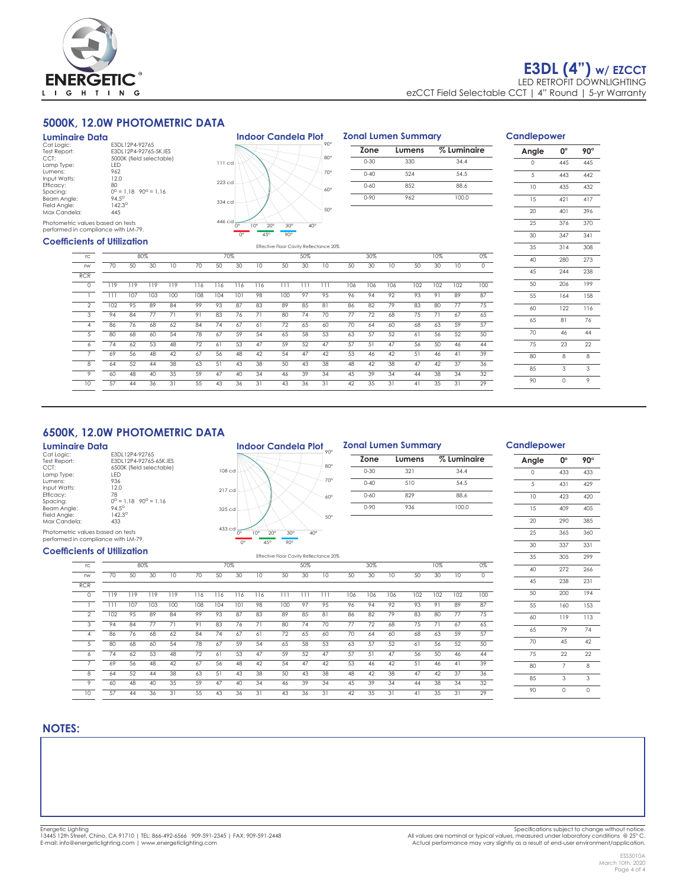# E3DL (4") w/ EZCCT

LED RETROFIT DOWNLIGHTING

ezCCT Field Selectable CCT | 4" Round | 5-yr Warranty

## 5000K, 12.0W PHOTOMETRIC DATA

### Luminaire Data

| | |
|---|---|
| Cat Logic: | E3DL12P4-92765 |
| Test Report: | E3DL12P4-92765-5K.IES |
| CCT: | 5000K (field selectable) |
| Lamp Type: | LED |
| Lumens: | 962 |
| Input Watts: | 12.0 |
| Efficacy: | 80 |
| Spacing: | 0° = 1.18 90° = 1.16 |
| Beam Angle: | 94.5° |
| Field Angle: | 142.3° |
| Max Candela: | 445 |

Photometric values based on tests performed in compliance with LM-79.

### Indoor Candela Plot

111 cd
223 cd
334 cd
446 cd
90°
80°
70°
60°
50°
0° 10° 20° 30° 40°
0° 45° 90°

### Zonal Lumen Summary

| Zone | Lumens | % Luminaire |
|---|---|---|
| 0-30 | 330 | 34.4 |
| 0-40 | 524 | 54.5 |
| 0-60 | 852 | 88.6 |
| 0-90 | 962 | 100.0 |

### Candlepower

| Angle | 0° | 90° |
|---|---|---|
| 0 | 445 | 445 |
| 5 | 443 | 442 |
| 10 | 435 | 432 |
| 15 | 421 | 417 |
| 20 | 401 | 396 |
| 25 | 376 | 370 |
| 30 | 347 | 341 |
| 35 | 314 | 308 |
| 40 | 280 | 273 |
| 45 | 244 | 238 |
| 50 | 206 | 199 |
| 55 | 164 | 158 |
| 60 | 122 | 116 |
| 65 | 81 | 76 |
| 70 | 46 | 44 |
| 75 | 23 | 22 |
| 80 | 8 | 8 |
| 85 | 3 | 3 |
| 90 | 0 | 9 |

### Coefficients of Utilization

Effective Floor Cavity Reflectance 20%

| rc | 80% | | | | 70% | | | | 50% | | | 30% | | | 10% | | | 0% |
|---|---|---|---|---|---|---|---|---|---|---|---|---|---|---|---|---|---|---|
| rw | 70 | 50 | 30 | 10 | 70 | 50 | 30 | 10 | 50 | 30 | 10 | 50 | 30 | 10 | 50 | 30 | 10 | 0 |
| RCR | | | | | | | | | | | | | | | | | | |
| 0 | 119 | 119 | 119 | 119 | 116 | 116 | 116 | 116 | 111 | 111 | 111 | 106 | 106 | 106 | 102 | 102 | 102 | 100 |
| 1 | 111 | 107 | 103 | 100 | 108 | 104 | 101 | 98 | 100 | 97 | 95 | 96 | 94 | 92 | 93 | 91 | 89 | 87 |
| 2 | 102 | 95 | 89 | 84 | 99 | 93 | 87 | 83 | 89 | 85 | 81 | 86 | 82 | 79 | 83 | 80 | 77 | 75 |
| 3 | 94 | 84 | 77 | 71 | 91 | 83 | 76 | 71 | 80 | 74 | 70 | 77 | 72 | 68 | 75 | 71 | 67 | 65 |
| 4 | 86 | 76 | 68 | 62 | 84 | 74 | 67 | 61 | 72 | 65 | 60 | 70 | 64 | 60 | 68 | 63 | 59 | 57 |
| 5 | 80 | 68 | 60 | 54 | 78 | 67 | 59 | 54 | 65 | 58 | 53 | 63 | 57 | 52 | 61 | 56 | 52 | 50 |
| 6 | 74 | 62 | 53 | 48 | 72 | 61 | 53 | 47 | 59 | 52 | 47 | 57 | 51 | 47 | 56 | 50 | 46 | 44 |
| 7 | 69 | 56 | 48 | 42 | 67 | 56 | 48 | 42 | 54 | 47 | 42 | 53 | 46 | 42 | 51 | 46 | 41 | 39 |
| 8 | 64 | 52 | 44 | 38 | 63 | 51 | 43 | 38 | 50 | 43 | 38 | 48 | 42 | 38 | 47 | 42 | 37 | 36 |
| 9 | 60 | 48 | 40 | 35 | 59 | 47 | 40 | 34 | 46 | 39 | 34 | 45 | 39 | 34 | 44 | 38 | 34 | 32 |
| 10 | 57 | 44 | 36 | 31 | 55 | 43 | 36 | 31 | 43 | 36 | 31 | 42 | 35 | 31 | 41 | 35 | 31 | 29 |

## 6500K, 12.0W PHOTOMETRIC DATA

### Luminaire Data

| | |
|---|---|
| Cat Logic: | E3DL12P4-92765 |
| Test Report: | E3DL12P4-92765-65K.IES |
| CCT: | 6500K (field selectable) |
| Lamp Type: | LED |
| Lumens: | 936 |
| Input Watts: | 12.0 |
| Efficacy: | 78 |
| Spacing: | 0° = 1.18 90° = 1.16 |
| Beam Angle: | 94.5° |
| Field Angle: | 142.3° |
| Max Candela: | 433 |

Photometric values based on tests performed in compliance with LM-79.

### Indoor Candela Plot

108 cd
217 cd
325 cd
433 cd
90°
80°
70°
60°
50°
0° 10° 20° 30° 40°
0° 45° 90°

### Zonal Lumen Summary

| Zone | Lumens | % Luminaire |
|---|---|---|
| 0-30 | 321 | 34.4 |
| 0-40 | 510 | 54.5 |
| 0-60 | 829 | 88.6 |
| 0-90 | 936 | 100.0 |

### Candlepower

| Angle | 0° | 90° |
|---|---|---|
| 0 | 433 | 433 |
| 5 | 431 | 429 |
| 10 | 423 | 420 |
| 15 | 409 | 405 |
| 20 | 290 | 385 |
| 25 | 365 | 360 |
| 30 | 337 | 331 |
| 35 | 305 | 299 |
| 40 | 272 | 266 |
| 45 | 238 | 231 |
| 50 | 200 | 194 |
| 55 | 160 | 153 |
| 60 | 119 | 113 |
| 65 | 79 | 74 |
| 70 | 45 | 42 |
| 75 | 22 | 22 |
| 80 | 7 | 8 |
| 85 | 3 | 3 |
| 90 | 0 | 0 |

### Coefficients of Utilization

Effective Floor Cavity Reflectance 20%

| rc | 80% | | | | 70% | | | | 50% | | | 30% | | | 10% | | | 0% |
|---|---|---|---|---|---|---|---|---|---|---|---|---|---|---|---|---|---|---|
| rw | 70 | 50 | 30 | 10 | 70 | 50 | 30 | 10 | 50 | 30 | 10 | 50 | 30 | 10 | 50 | 30 | 10 | 0 |
| RCR | | | | | | | | | | | | | | | | | | |
| 0 | 119 | 119 | 119 | 119 | 116 | 116 | 116 | 116 | 111 | 111 | 111 | 106 | 106 | 106 | 102 | 102 | 102 | 100 |
| 1 | 111 | 107 | 103 | 100 | 108 | 104 | 101 | 98 | 100 | 97 | 95 | 96 | 94 | 92 | 93 | 91 | 89 | 87 |
| 2 | 102 | 95 | 89 | 84 | 99 | 93 | 87 | 83 | 89 | 85 | 81 | 86 | 82 | 79 | 83 | 80 | 77 | 75 |
| 3 | 94 | 84 | 77 | 71 | 91 | 83 | 76 | 71 | 80 | 74 | 70 | 77 | 72 | 68 | 75 | 71 | 67 | 65 |
| 4 | 86 | 76 | 68 | 62 | 84 | 74 | 67 | 61 | 72 | 65 | 60 | 70 | 64 | 60 | 68 | 63 | 59 | 57 |
| 5 | 80 | 68 | 60 | 54 | 78 | 67 | 59 | 54 | 65 | 58 | 53 | 63 | 57 | 52 | 61 | 56 | 52 | 50 |
| 6 | 74 | 62 | 53 | 48 | 72 | 61 | 53 | 47 | 59 | 52 | 47 | 57 | 51 | 47 | 56 | 50 | 46 | 44 |
| 7 | 69 | 56 | 48 | 42 | 67 | 56 | 48 | 42 | 54 | 47 | 42 | 53 | 46 | 42 | 51 | 46 | 41 | 39 |
| 8 | 64 | 52 | 44 | 38 | 63 | 51 | 43 | 38 | 50 | 43 | 38 | 48 | 42 | 38 | 47 | 42 | 37 | 36 |
| 9 | 60 | 48 | 40 | 35 | 59 | 47 | 40 | 34 | 46 | 39 | 34 | 45 | 39 | 34 | 44 | 38 | 34 | 32 |
| 10 | 57 | 44 | 36 | 31 | 55 | 43 | 36 | 31 | 43 | 36 | 31 | 42 | 35 | 31 | 41 | 35 | 31 | 29 |

## NOTES:

Energetic Lighting
13445 12th Street, Chino, CA 91710 | TEL: 866-492-6566 909-591-2345 | FAX: 909-591-2448
E-mail: info@energeticlighting.com | www.energeticlighting.com

Specifications subject to change without notice.
All values are nominal or typical values, measured under laboratory conditions @ 25° C.
Actual performance may vary slightly as a result of end-user environment/application.

ESS5010A
March 10th, 2020